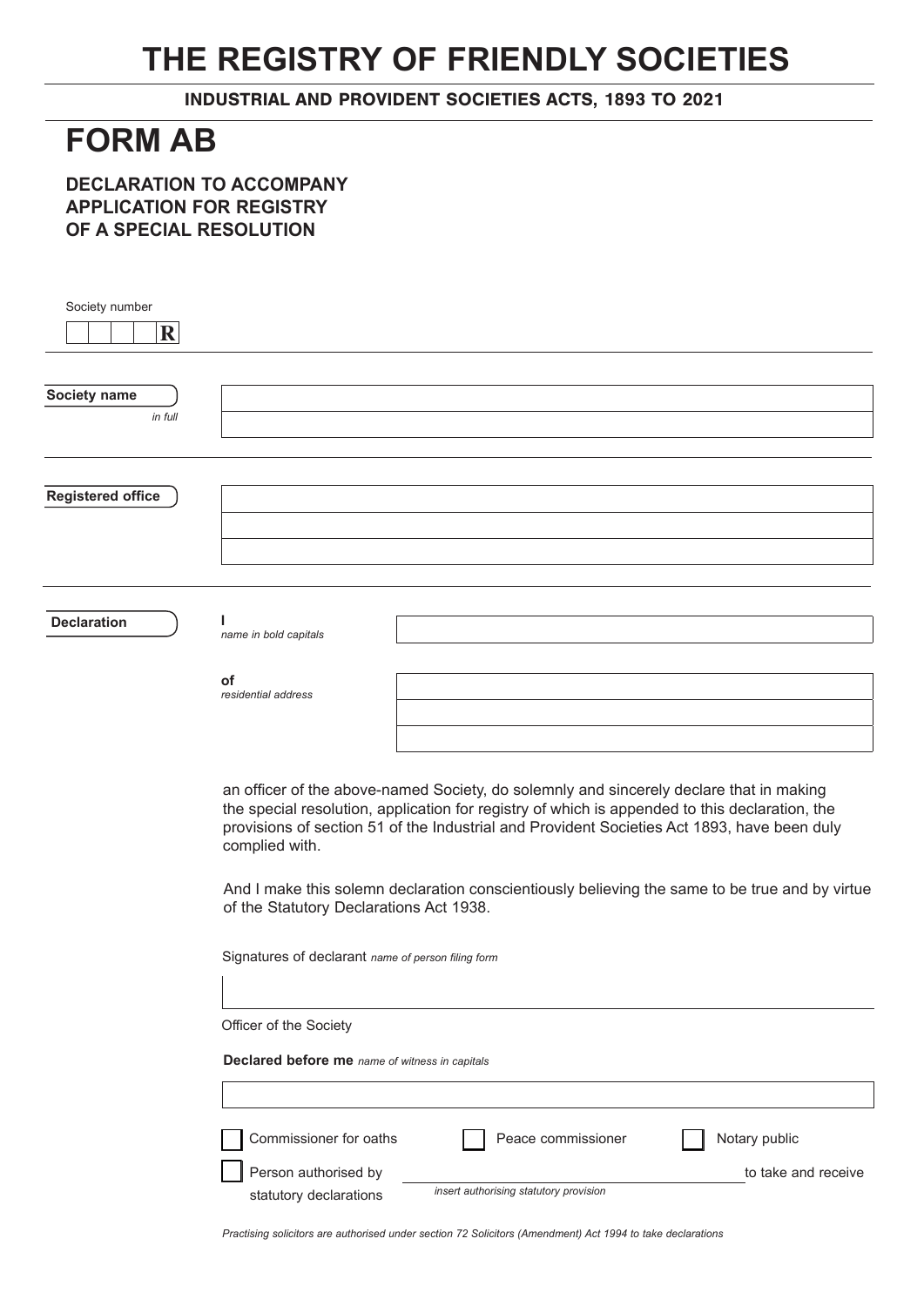# THE REGISTRY OF FRIENDLY SOCIETIES

**INDUSTRIAL AND PROVIDENT SOCIETIES ACTS, 1893 TO 2021**

## FORM AB

### DECLARATION TO ACCOMPANY APPLICATION FOR REGISTRY OF A SPECIAL RESOLUTION

Society number

| | | | | R |
|---|---|---|---|---|

**Society name**
*in full*

**Registered office**

**Declaration**

**I**
*name in bold capitals*

**of**
*residential address*

an officer of the above-named Society, do solemnly and sincerely declare that in making the special resolution, application for registry of which is appended to this declaration, the provisions of section 51 of the Industrial and Provident Societies Act 1893, have been duly complied with.

And I make this solemn declaration conscientiously believing the same to be true and by virtue of the Statutory Declarations Act 1938.

Signatures of declarant *name of person filing form*

Officer of the Society

**Declared before me** *name of witness in capitals*

☐ Commissioner for oaths ☐ Peace commissioner ☐ Notary public

☐ Person authorised by statutory declarations ______________________ to take and receive
*insert authorising statutory provision*

*Practising solicitors are authorised under section 72 Solicitors (Amendment) Act 1994 to take declarations*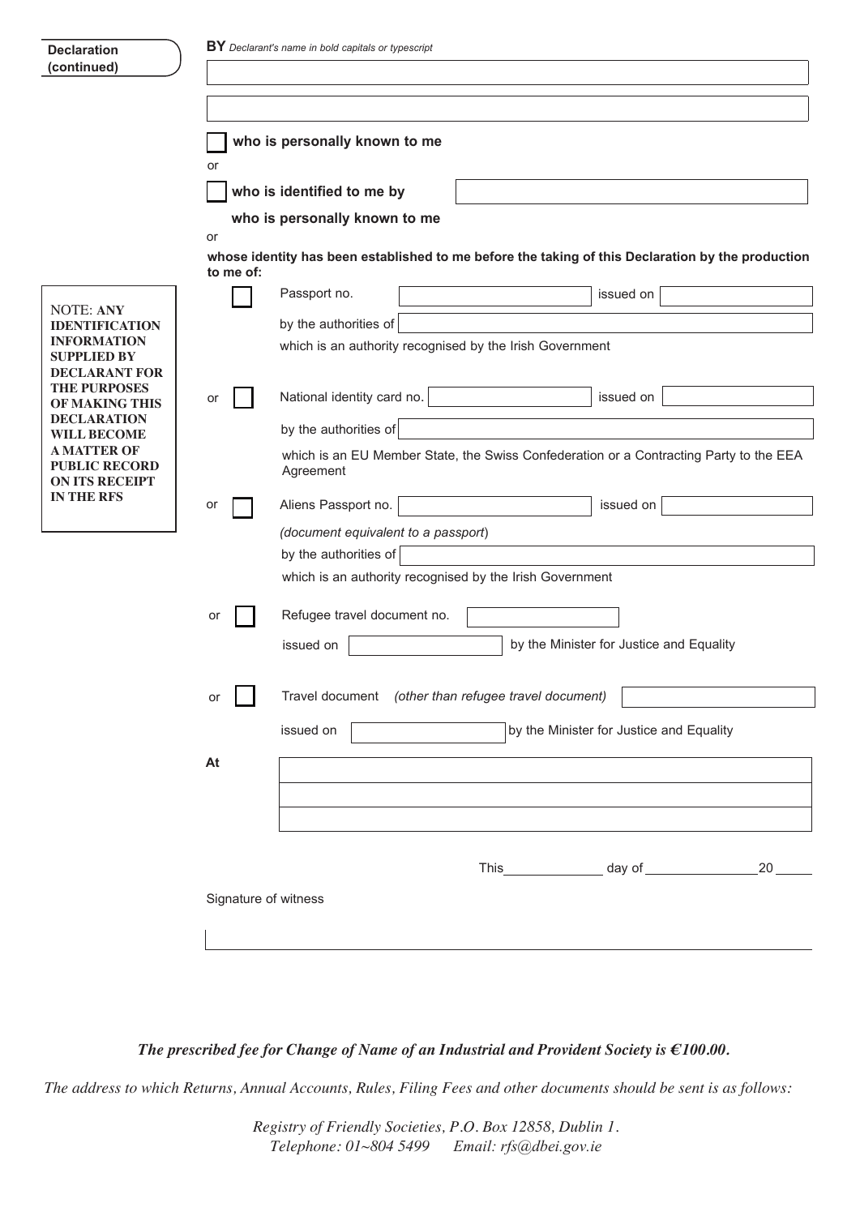**Declaration (continued)**

**BY** *Declarant's name in bold capitals or typescript*

____________________

____________________

☐ **who is personally known to me**

or

☐ **who is identified to me by** ____________________

**who is personally known to me**

or

**whose identity has been established to me before the taking of this Declaration by the production to me of:**

> NOTE: **ANY IDENTIFICATION INFORMATION SUPPLIED BY DECLARANT FOR THE PURPOSES OF MAKING THIS DECLARATION WILL BECOME A MATTER OF PUBLIC RECORD ON ITS RECEIPT IN THE RFS**

☐ Passport no. ____________ issued on ____________

by the authorities of ____________

which is an authority recognised by the Irish Government

or ☐ National identity card no. ____________ issued on ____________

by the authorities of ____________

which is an EU Member State, the Swiss Confederation or a Contracting Party to the EEA Agreement

or ☐ Aliens Passport no. ____________ issued on ____________

*(document equivalent to a passport)*

by the authorities of ____________

which is an authority recognised by the Irish Government

or ☐ Refugee travel document no. ____________

issued on ____________ by the Minister for Justice and Equality

or ☐ Travel document *(other than refugee travel document)* ____________

issued on ____________ by the Minister for Justice and Equality

**At** ____________________

____________________

____________________

This ____________ day of ____________ 20 ____

Signature of witness

____________________

***The prescribed fee for Change of Name of an Industrial and Provident Society is €100.00.***

*The address to which Returns, Annual Accounts, Rules, Filing Fees and other documents should be sent is as follows:*

*Registry of Friendly Societies, P.O. Box 12858, Dublin 1.*
*Telephone: 01~804 5499      Email: rfs@dbei.gov.ie*